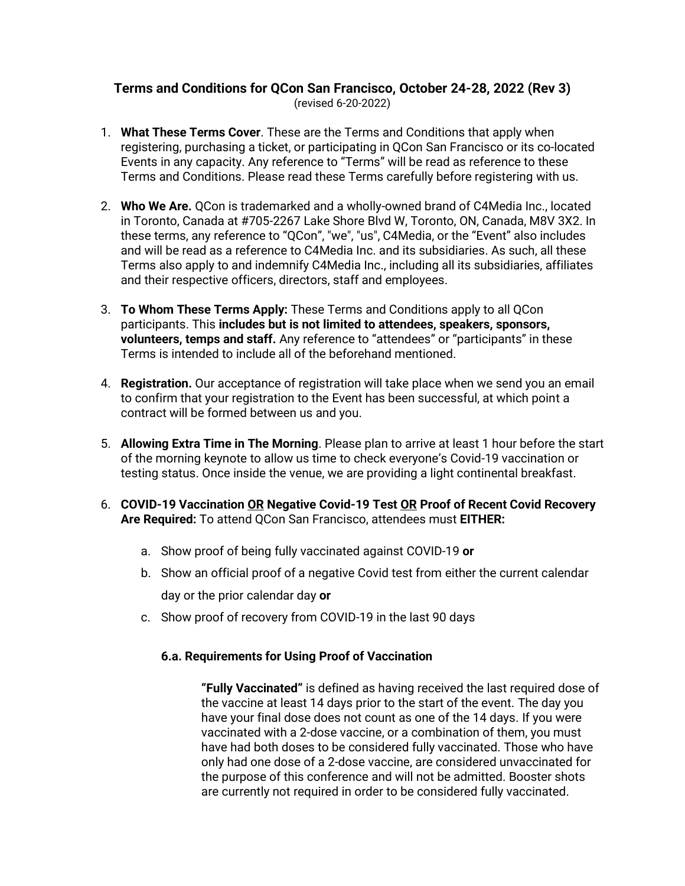**Terms and Conditions for QCon San Francisco, October 24-28, 2022 (Rev 3)**
(revised 6-20-2022)

1. **What These Terms Cover**. These are the Terms and Conditions that apply when registering, purchasing a ticket, or participating in QCon San Francisco or its co-located Events in any capacity. Any reference to "Terms" will be read as reference to these Terms and Conditions. Please read these Terms carefully before registering with us.

2. **Who We Are.** QCon is trademarked and a wholly-owned brand of C4Media Inc., located in Toronto, Canada at #705-2267 Lake Shore Blvd W, Toronto, ON, Canada, M8V 3X2. In these terms, any reference to "QCon", "we", "us", C4Media, or the "Event" also includes and will be read as a reference to C4Media Inc. and its subsidiaries. As such, all these Terms also apply to and indemnify C4Media Inc., including all its subsidiaries, affiliates and their respective officers, directors, staff and employees.

3. **To Whom These Terms Apply:** These Terms and Conditions apply to all QCon participants. This **includes but is not limited to attendees, speakers, sponsors, volunteers, temps and staff.** Any reference to "attendees" or "participants" in these Terms is intended to include all of the beforehand mentioned.

4. **Registration.** Our acceptance of registration will take place when we send you an email to confirm that your registration to the Event has been successful, at which point a contract will be formed between us and you.

5. **Allowing Extra Time in The Morning**. Please plan to arrive at least 1 hour before the start of the morning keynote to allow us time to check everyone's Covid-19 vaccination or testing status. Once inside the venue, we are providing a light continental breakfast.

6. **COVID-19 Vaccination <u>OR</u> Negative Covid-19 Test <u>OR</u> Proof of Recent Covid Recovery Are Required:** To attend QCon San Francisco, attendees must **EITHER:**

   a. Show proof of being fully vaccinated against COVID-19 **or**

   b. Show an official proof of a negative Covid test from either the current calendar day or the prior calendar day **or**

   c. Show proof of recovery from COVID-19 in the last 90 days

   **6.a. Requirements for Using Proof of Vaccination**

   **"Fully Vaccinated"** is defined as having received the last required dose of the vaccine at least 14 days prior to the start of the event. The day you have your final dose does not count as one of the 14 days. If you were vaccinated with a 2-dose vaccine, or a combination of them, you must have had both doses to be considered fully vaccinated. Those who have only had one dose of a 2-dose vaccine, are considered unvaccinated for the purpose of this conference and will not be admitted. Booster shots are currently not required in order to be considered fully vaccinated.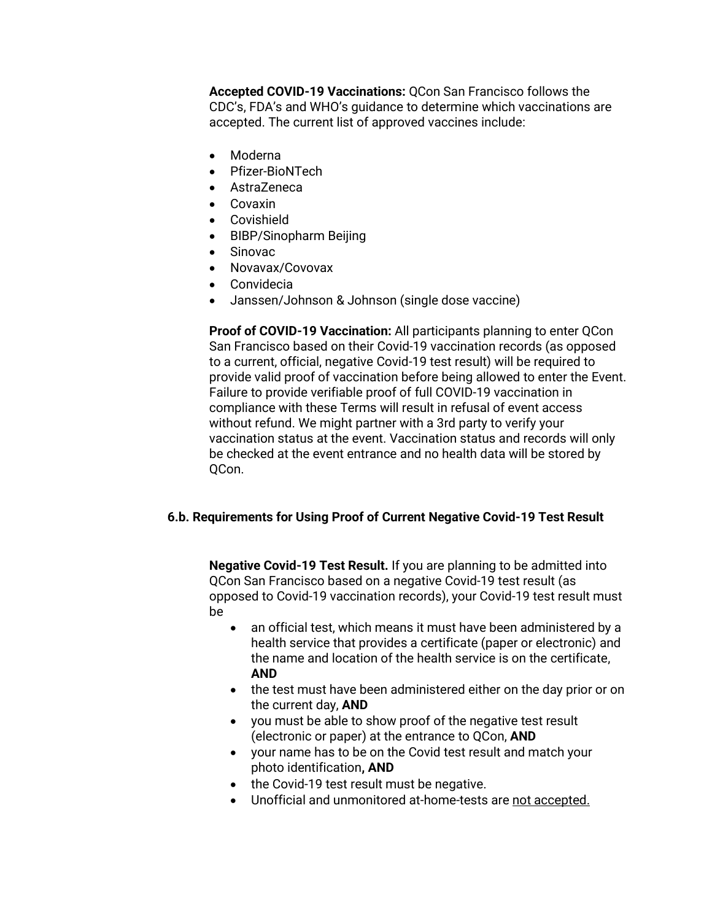**Accepted COVID-19 Vaccinations:** QCon San Francisco follows the CDC's, FDA's and WHO's guidance to determine which vaccinations are accepted. The current list of approved vaccines include:

- Moderna
- Pfizer-BioNTech
- AstraZeneca
- Covaxin
- Covishield
- BIBP/Sinopharm Beijing
- Sinovac
- Novavax/Covovax
- Convidecia
- Janssen/Johnson & Johnson (single dose vaccine)

**Proof of COVID-19 Vaccination:** All participants planning to enter QCon San Francisco based on their Covid-19 vaccination records (as opposed to a current, official, negative Covid-19 test result) will be required to provide valid proof of vaccination before being allowed to enter the Event. Failure to provide verifiable proof of full COVID-19 vaccination in compliance with these Terms will result in refusal of event access without refund. We might partner with a 3rd party to verify your vaccination status at the event. Vaccination status and records will only be checked at the event entrance and no health data will be stored by QCon.

### 6.b. Requirements for Using Proof of Current Negative Covid-19 Test Result

**Negative Covid-19 Test Result.** If you are planning to be admitted into QCon San Francisco based on a negative Covid-19 test result (as opposed to Covid-19 vaccination records), your Covid-19 test result must be

- an official test, which means it must have been administered by a health service that provides a certificate (paper or electronic) and the name and location of the health service is on the certificate, **AND**
- the test must have been administered either on the day prior or on the current day, **AND**
- you must be able to show proof of the negative test result (electronic or paper) at the entrance to QCon, **AND**
- your name has to be on the Covid test result and match your photo identification**, AND**
- the Covid-19 test result must be negative.
- Unofficial and unmonitored at-home-tests are <u>not accepted.</u>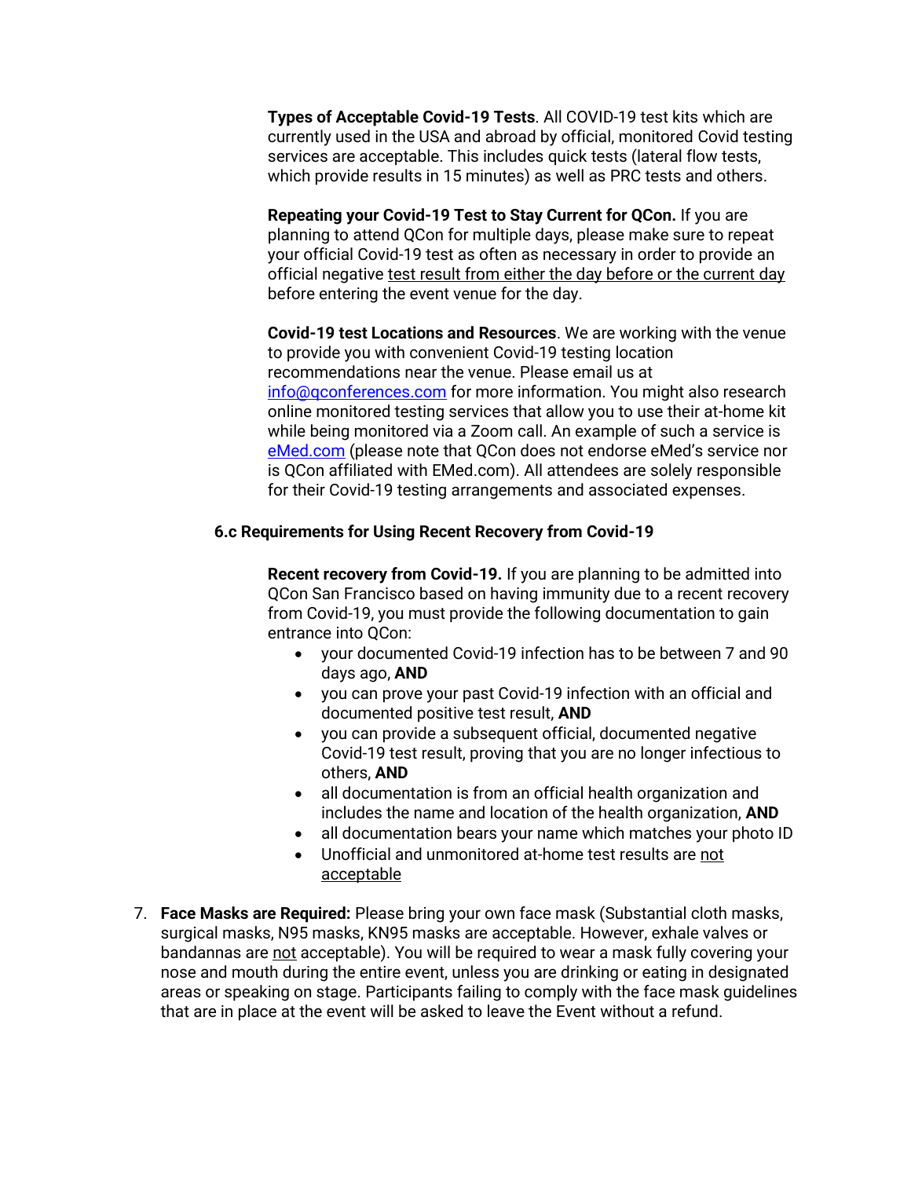**Types of Acceptable Covid-19 Tests**. All COVID-19 test kits which are currently used in the USA and abroad by official, monitored Covid testing services are acceptable. This includes quick tests (lateral flow tests, which provide results in 15 minutes) as well as PRC tests and others.

**Repeating your Covid-19 Test to Stay Current for QCon.** If you are planning to attend QCon for multiple days, please make sure to repeat your official Covid-19 test as often as necessary in order to provide an official negative test result from either the day before or the current day before entering the event venue for the day.

**Covid-19 test Locations and Resources**. We are working with the venue to provide you with convenient Covid-19 testing location recommendations near the venue. Please email us at info@qconferences.com for more information. You might also research online monitored testing services that allow you to use their at-home kit while being monitored via a Zoom call. An example of such a service is eMed.com (please note that QCon does not endorse eMed's service nor is QCon affiliated with EMed.com). All attendees are solely responsible for their Covid-19 testing arrangements and associated expenses.

### 6.c Requirements for Using Recent Recovery from Covid-19

**Recent recovery from Covid-19.** If you are planning to be admitted into QCon San Francisco based on having immunity due to a recent recovery from Covid-19, you must provide the following documentation to gain entrance into QCon:

- your documented Covid-19 infection has to be between 7 and 90 days ago, **AND**
- you can prove your past Covid-19 infection with an official and documented positive test result, **AND**
- you can provide a subsequent official, documented negative Covid-19 test result, proving that you are no longer infectious to others, **AND**
- all documentation is from an official health organization and includes the name and location of the health organization, **AND**
- all documentation bears your name which matches your photo ID
- Unofficial and unmonitored at-home test results are not acceptable

7. **Face Masks are Required:** Please bring your own face mask (Substantial cloth masks, surgical masks, N95 masks, KN95 masks are acceptable. However, exhale valves or bandannas are not acceptable). You will be required to wear a mask fully covering your nose and mouth during the entire event, unless you are drinking or eating in designated areas or speaking on stage. Participants failing to comply with the face mask guidelines that are in place at the event will be asked to leave the Event without a refund.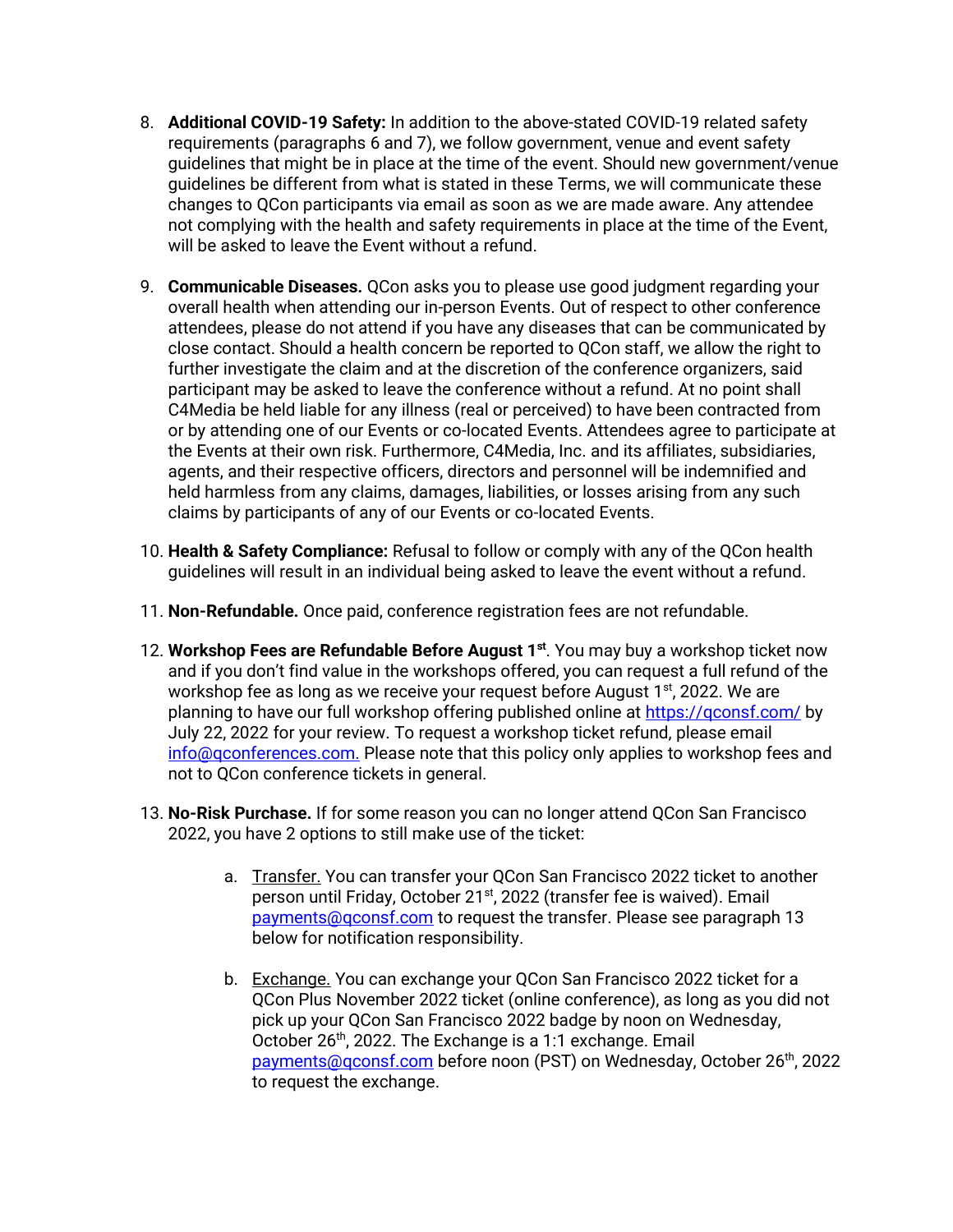8. **Additional COVID-19 Safety:** In addition to the above-stated COVID-19 related safety requirements (paragraphs 6 and 7), we follow government, venue and event safety guidelines that might be in place at the time of the event. Should new government/venue guidelines be different from what is stated in these Terms, we will communicate these changes to QCon participants via email as soon as we are made aware. Any attendee not complying with the health and safety requirements in place at the time of the Event, will be asked to leave the Event without a refund.

9. **Communicable Diseases.** QCon asks you to please use good judgment regarding your overall health when attending our in-person Events. Out of respect to other conference attendees, please do not attend if you have any diseases that can be communicated by close contact. Should a health concern be reported to QCon staff, we allow the right to further investigate the claim and at the discretion of the conference organizers, said participant may be asked to leave the conference without a refund. At no point shall C4Media be held liable for any illness (real or perceived) to have been contracted from or by attending one of our Events or co-located Events. Attendees agree to participate at the Events at their own risk. Furthermore, C4Media, Inc. and its affiliates, subsidiaries, agents, and their respective officers, directors and personnel will be indemnified and held harmless from any claims, damages, liabilities, or losses arising from any such claims by participants of any of our Events or co-located Events.

10. **Health & Safety Compliance:** Refusal to follow or comply with any of the QCon health guidelines will result in an individual being asked to leave the event without a refund.

11. **Non-Refundable.** Once paid, conference registration fees are not refundable.

12. **Workshop Fees are Refundable Before August 1st**. You may buy a workshop ticket now and if you don't find value in the workshops offered, you can request a full refund of the workshop fee as long as we receive your request before August 1st, 2022. We are planning to have our full workshop offering published online at https://qconsf.com/ by July 22, 2022 for your review. To request a workshop ticket refund, please email info@qconferences.com. Please note that this policy only applies to workshop fees and not to QCon conference tickets in general.

13. **No-Risk Purchase.** If for some reason you can no longer attend QCon San Francisco 2022, you have 2 options to still make use of the ticket:

    a. Transfer. You can transfer your QCon San Francisco 2022 ticket to another person until Friday, October 21st, 2022 (transfer fee is waived). Email payments@qconsf.com to request the transfer. Please see paragraph 13 below for notification responsibility.

    b. Exchange. You can exchange your QCon San Francisco 2022 ticket for a QCon Plus November 2022 ticket (online conference), as long as you did not pick up your QCon San Francisco 2022 badge by noon on Wednesday, October 26th, 2022. The Exchange is a 1:1 exchange. Email payments@qconsf.com before noon (PST) on Wednesday, October 26th, 2022 to request the exchange.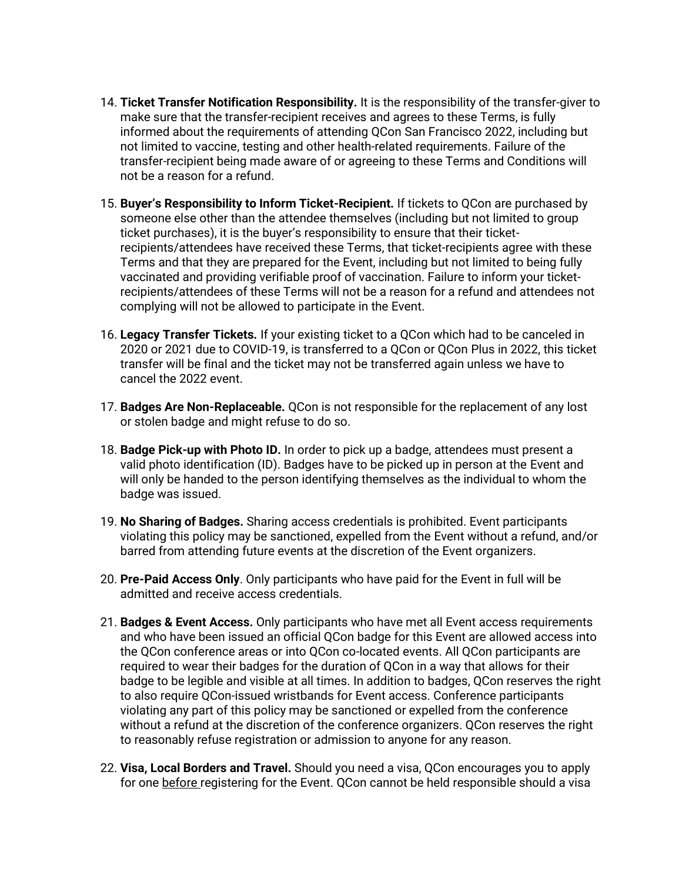14. **Ticket Transfer Notification Responsibility.** It is the responsibility of the transfer-giver to make sure that the transfer-recipient receives and agrees to these Terms, is fully informed about the requirements of attending QCon San Francisco 2022, including but not limited to vaccine, testing and other health-related requirements. Failure of the transfer-recipient being made aware of or agreeing to these Terms and Conditions will not be a reason for a refund.

15. **Buyer's Responsibility to Inform Ticket-Recipient.** If tickets to QCon are purchased by someone else other than the attendee themselves (including but not limited to group ticket purchases), it is the buyer's responsibility to ensure that their ticket-recipients/attendees have received these Terms, that ticket-recipients agree with these Terms and that they are prepared for the Event, including but not limited to being fully vaccinated and providing verifiable proof of vaccination. Failure to inform your ticket-recipients/attendees of these Terms will not be a reason for a refund and attendees not complying will not be allowed to participate in the Event.

16. **Legacy Transfer Tickets.** If your existing ticket to a QCon which had to be canceled in 2020 or 2021 due to COVID-19, is transferred to a QCon or QCon Plus in 2022, this ticket transfer will be final and the ticket may not be transferred again unless we have to cancel the 2022 event.

17. **Badges Are Non-Replaceable.** QCon is not responsible for the replacement of any lost or stolen badge and might refuse to do so.

18. **Badge Pick-up with Photo ID.** In order to pick up a badge, attendees must present a valid photo identification (ID). Badges have to be picked up in person at the Event and will only be handed to the person identifying themselves as the individual to whom the badge was issued.

19. **No Sharing of Badges.** Sharing access credentials is prohibited. Event participants violating this policy may be sanctioned, expelled from the Event without a refund, and/or barred from attending future events at the discretion of the Event organizers.

20. **Pre-Paid Access Only**. Only participants who have paid for the Event in full will be admitted and receive access credentials.

21. **Badges & Event Access.** Only participants who have met all Event access requirements and who have been issued an official QCon badge for this Event are allowed access into the QCon conference areas or into QCon co-located events. All QCon participants are required to wear their badges for the duration of QCon in a way that allows for their badge to be legible and visible at all times. In addition to badges, QCon reserves the right to also require QCon-issued wristbands for Event access. Conference participants violating any part of this policy may be sanctioned or expelled from the conference without a refund at the discretion of the conference organizers. QCon reserves the right to reasonably refuse registration or admission to anyone for any reason.

22. **Visa, Local Borders and Travel.** Should you need a visa, QCon encourages you to apply for one before registering for the Event. QCon cannot be held responsible should a visa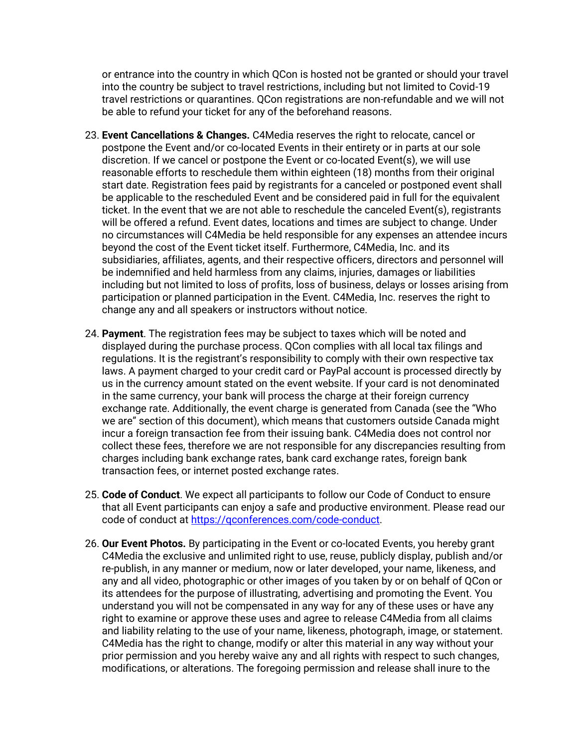or entrance into the country in which QCon is hosted not be granted or should your travel into the country be subject to travel restrictions, including but not limited to Covid-19 travel restrictions or quarantines. QCon registrations are non-refundable and we will not be able to refund your ticket for any of the beforehand reasons.

23. **Event Cancellations & Changes.** C4Media reserves the right to relocate, cancel or postpone the Event and/or co-located Events in their entirety or in parts at our sole discretion. If we cancel or postpone the Event or co-located Event(s), we will use reasonable efforts to reschedule them within eighteen (18) months from their original start date. Registration fees paid by registrants for a canceled or postponed event shall be applicable to the rescheduled Event and be considered paid in full for the equivalent ticket. In the event that we are not able to reschedule the canceled Event(s), registrants will be offered a refund. Event dates, locations and times are subject to change. Under no circumstances will C4Media be held responsible for any expenses an attendee incurs beyond the cost of the Event ticket itself. Furthermore, C4Media, Inc. and its subsidiaries, affiliates, agents, and their respective officers, directors and personnel will be indemnified and held harmless from any claims, injuries, damages or liabilities including but not limited to loss of profits, loss of business, delays or losses arising from participation or planned participation in the Event. C4Media, Inc. reserves the right to change any and all speakers or instructors without notice.

24. **Payment**. The registration fees may be subject to taxes which will be noted and displayed during the purchase process. QCon complies with all local tax filings and regulations. It is the registrant's responsibility to comply with their own respective tax laws. A payment charged to your credit card or PayPal account is processed directly by us in the currency amount stated on the event website. If your card is not denominated in the same currency, your bank will process the charge at their foreign currency exchange rate. Additionally, the event charge is generated from Canada (see the "Who we are" section of this document), which means that customers outside Canada might incur a foreign transaction fee from their issuing bank. C4Media does not control nor collect these fees, therefore we are not responsible for any discrepancies resulting from charges including bank exchange rates, bank card exchange rates, foreign bank transaction fees, or internet posted exchange rates.

25. **Code of Conduct**. We expect all participants to follow our Code of Conduct to ensure that all Event participants can enjoy a safe and productive environment. Please read our code of conduct at [https://qconferences.com/code-conduct](https://qconferences.com/code-conduct).

26. **Our Event Photos.** By participating in the Event or co-located Events, you hereby grant C4Media the exclusive and unlimited right to use, reuse, publicly display, publish and/or re-publish, in any manner or medium, now or later developed, your name, likeness, and any and all video, photographic or other images of you taken by or on behalf of QCon or its attendees for the purpose of illustrating, advertising and promoting the Event. You understand you will not be compensated in any way for any of these uses or have any right to examine or approve these uses and agree to release C4Media from all claims and liability relating to the use of your name, likeness, photograph, image, or statement. C4Media has the right to change, modify or alter this material in any way without your prior permission and you hereby waive any and all rights with respect to such changes, modifications, or alterations. The foregoing permission and release shall inure to the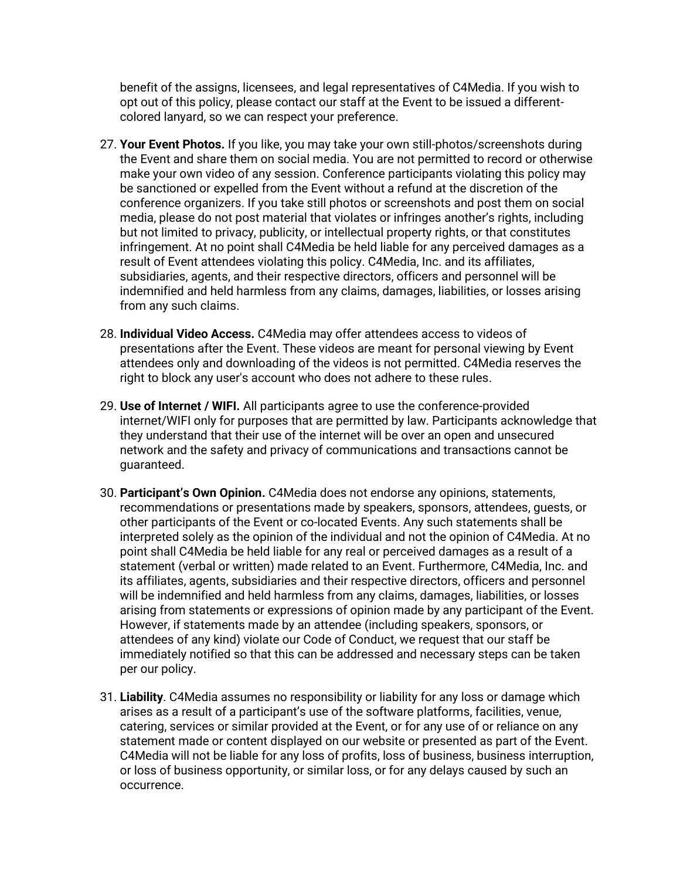benefit of the assigns, licensees, and legal representatives of C4Media. If you wish to opt out of this policy, please contact our staff at the Event to be issued a different-colored lanyard, so we can respect your preference.

27. **Your Event Photos.** If you like, you may take your own still-photos/screenshots during the Event and share them on social media. You are not permitted to record or otherwise make your own video of any session. Conference participants violating this policy may be sanctioned or expelled from the Event without a refund at the discretion of the conference organizers. If you take still photos or screenshots and post them on social media, please do not post material that violates or infringes another's rights, including but not limited to privacy, publicity, or intellectual property rights, or that constitutes infringement. At no point shall C4Media be held liable for any perceived damages as a result of Event attendees violating this policy. C4Media, Inc. and its affiliates, subsidiaries, agents, and their respective directors, officers and personnel will be indemnified and held harmless from any claims, damages, liabilities, or losses arising from any such claims.

28. **Individual Video Access.** C4Media may offer attendees access to videos of presentations after the Event. These videos are meant for personal viewing by Event attendees only and downloading of the videos is not permitted. C4Media reserves the right to block any user's account who does not adhere to these rules.

29. **Use of Internet / WIFI.** All participants agree to use the conference-provided internet/WIFI only for purposes that are permitted by law. Participants acknowledge that they understand that their use of the internet will be over an open and unsecured network and the safety and privacy of communications and transactions cannot be guaranteed.

30. **Participant's Own Opinion.** C4Media does not endorse any opinions, statements, recommendations or presentations made by speakers, sponsors, attendees, guests, or other participants of the Event or co-located Events. Any such statements shall be interpreted solely as the opinion of the individual and not the opinion of C4Media. At no point shall C4Media be held liable for any real or perceived damages as a result of a statement (verbal or written) made related to an Event. Furthermore, C4Media, Inc. and its affiliates, agents, subsidiaries and their respective directors, officers and personnel will be indemnified and held harmless from any claims, damages, liabilities, or losses arising from statements or expressions of opinion made by any participant of the Event. However, if statements made by an attendee (including speakers, sponsors, or attendees of any kind) violate our Code of Conduct, we request that our staff be immediately notified so that this can be addressed and necessary steps can be taken per our policy.

31. **Liability**. C4Media assumes no responsibility or liability for any loss or damage which arises as a result of a participant's use of the software platforms, facilities, venue, catering, services or similar provided at the Event, or for any use of or reliance on any statement made or content displayed on our website or presented as part of the Event. C4Media will not be liable for any loss of profits, loss of business, business interruption, or loss of business opportunity, or similar loss, or for any delays caused by such an occurrence.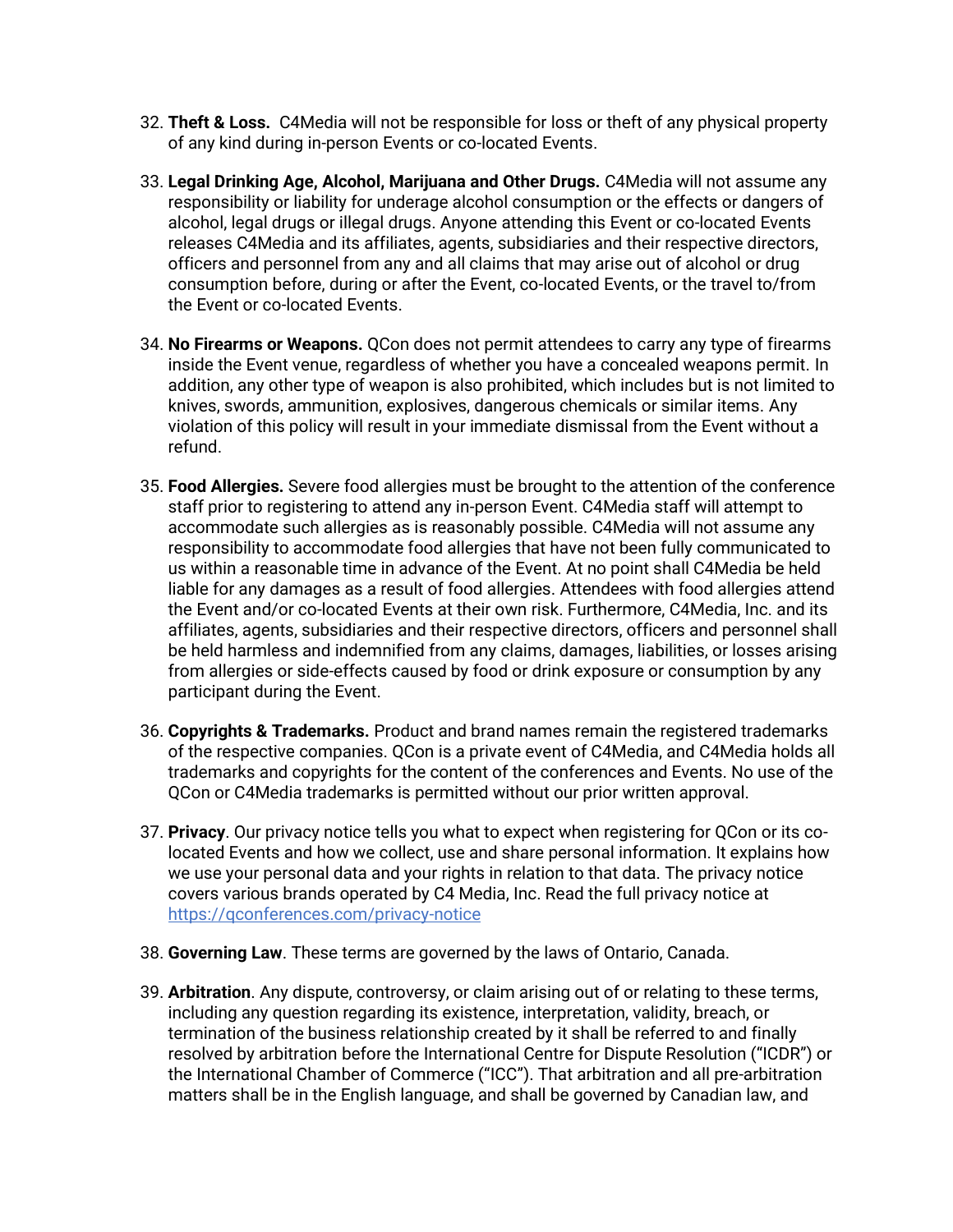32. **Theft & Loss.** C4Media will not be responsible for loss or theft of any physical property of any kind during in-person Events or co-located Events.

33. **Legal Drinking Age, Alcohol, Marijuana and Other Drugs.** C4Media will not assume any responsibility or liability for underage alcohol consumption or the effects or dangers of alcohol, legal drugs or illegal drugs. Anyone attending this Event or co-located Events releases C4Media and its affiliates, agents, subsidiaries and their respective directors, officers and personnel from any and all claims that may arise out of alcohol or drug consumption before, during or after the Event, co-located Events, or the travel to/from the Event or co-located Events.

34. **No Firearms or Weapons.** QCon does not permit attendees to carry any type of firearms inside the Event venue, regardless of whether you have a concealed weapons permit. In addition, any other type of weapon is also prohibited, which includes but is not limited to knives, swords, ammunition, explosives, dangerous chemicals or similar items. Any violation of this policy will result in your immediate dismissal from the Event without a refund.

35. **Food Allergies.** Severe food allergies must be brought to the attention of the conference staff prior to registering to attend any in-person Event. C4Media staff will attempt to accommodate such allergies as is reasonably possible. C4Media will not assume any responsibility to accommodate food allergies that have not been fully communicated to us within a reasonable time in advance of the Event. At no point shall C4Media be held liable for any damages as a result of food allergies. Attendees with food allergies attend the Event and/or co-located Events at their own risk. Furthermore, C4Media, Inc. and its affiliates, agents, subsidiaries and their respective directors, officers and personnel shall be held harmless and indemnified from any claims, damages, liabilities, or losses arising from allergies or side-effects caused by food or drink exposure or consumption by any participant during the Event.

36. **Copyrights & Trademarks.** Product and brand names remain the registered trademarks of the respective companies. QCon is a private event of C4Media, and C4Media holds all trademarks and copyrights for the content of the conferences and Events. No use of the QCon or C4Media trademarks is permitted without our prior written approval.

37. **Privacy**. Our privacy notice tells you what to expect when registering for QCon or its co-located Events and how we collect, use and share personal information. It explains how we use your personal data and your rights in relation to that data. The privacy notice covers various brands operated by C4 Media, Inc. Read the full privacy notice at https://qconferences.com/privacy-notice

38. **Governing Law**. These terms are governed by the laws of Ontario, Canada.

39. **Arbitration**. Any dispute, controversy, or claim arising out of or relating to these terms, including any question regarding its existence, interpretation, validity, breach, or termination of the business relationship created by it shall be referred to and finally resolved by arbitration before the International Centre for Dispute Resolution ("ICDR") or the International Chamber of Commerce ("ICC"). That arbitration and all pre-arbitration matters shall be in the English language, and shall be governed by Canadian law, and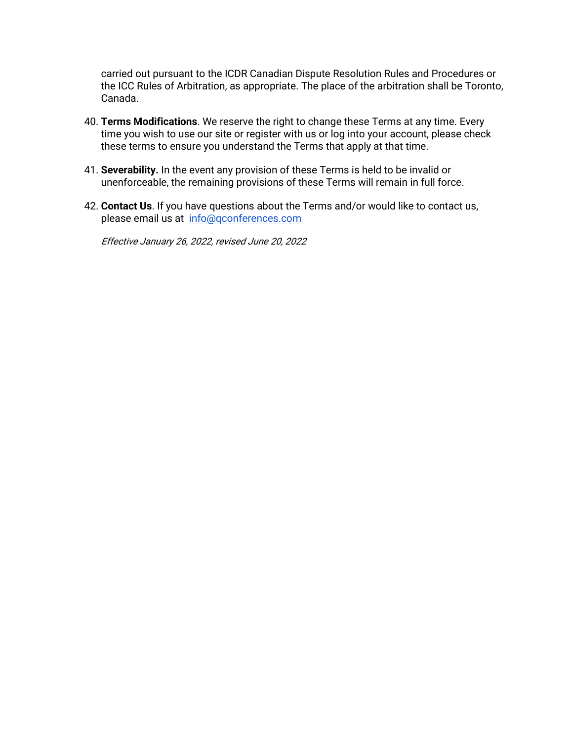carried out pursuant to the ICDR Canadian Dispute Resolution Rules and Procedures or the ICC Rules of Arbitration, as appropriate. The place of the arbitration shall be Toronto, Canada.

40. **Terms Modifications**. We reserve the right to change these Terms at any time. Every time you wish to use our site or register with us or log into your account, please check these terms to ensure you understand the Terms that apply at that time.

41. **Severability.** In the event any provision of these Terms is held to be invalid or unenforceable, the remaining provisions of these Terms will remain in full force.

42. **Contact Us**. If you have questions about the Terms and/or would like to contact us, please email us at [info@qconferences.com](mailto:info@qconferences.com)

*Effective January 26, 2022, revised June 20, 2022*